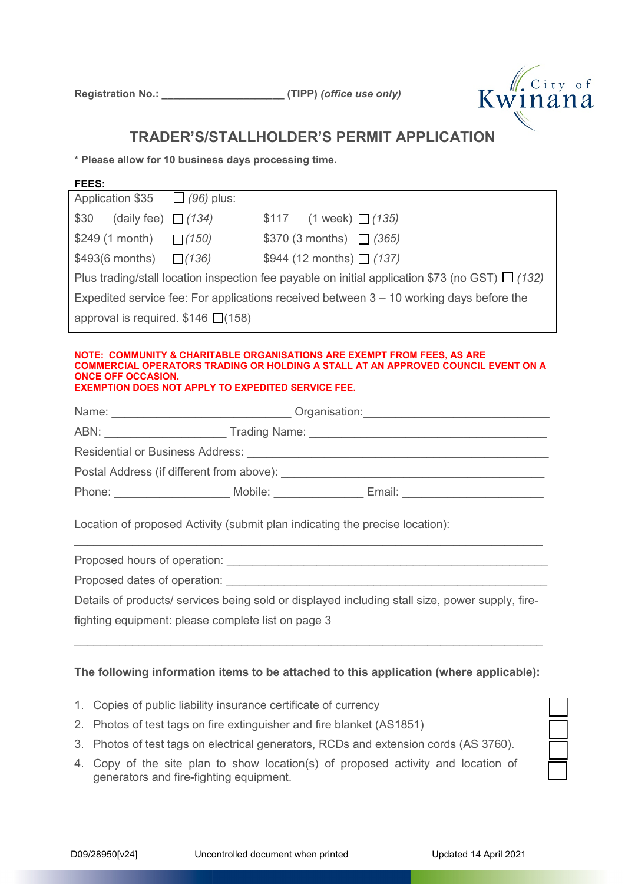Registration No.: ____________________ (TIPP) *(office use only)*

# TRADER'S/STALLHOLDER'S PERMIT APPLICATION

**\* Please allow for 10 business days processing time.**

**FEES:**

| | |
|---|---|
| Application $35 ☐ *(96)* plus: | |
| $30 (daily fee) ☐ *(134)* | $117 (1 week) ☐ *(135)* |
| $249 (1 month) ☐ *(150)* | $370 (3 months) ☐ *(365)* |
| $493(6 months) ☐ *(136)* | $944 (12 months) ☐ *(137)* |
| Plus trading/stall location inspection fee payable on initial application $73 (no GST) ☐ *(132)* | |
| Expedited service fee: For applications received between 3 – 10 working days before the approval is required. $146 ☐(158) | |

**NOTE: COMMUNITY & CHARITABLE ORGANISATIONS ARE EXEMPT FROM FEES, AS ARE COMMERCIAL OPERATORS TRADING OR HOLDING A STALL AT AN APPROVED COUNCIL EVENT ON A ONCE OFF OCCASION.**
**EXEMPTION DOES NOT APPLY TO EXPEDITED SERVICE FEE.**

Name: ____________________________ Organisation: ____________________________

ABN: ___________________ Trading Name: ____________________________________

Residential or Business Address: ____________________________________________

Postal Address (if different from above): ______________________________________

Phone: __________________ Mobile: ______________ Email: ______________________

Location of proposed Activity (submit plan indicating the precise location):

_________________________________________________________________________

Proposed hours of operation: _______________________________________________

Proposed dates of operation: _______________________________________________

Details of products/ services being sold or displayed including stall size, power supply, fire-fighting equipment: please complete list on page 3

_________________________________________________________________________

**The following information items to be attached to this application (where applicable):**

1. Copies of public liability insurance certificate of currency ☐
2. Photos of test tags on fire extinguisher and fire blanket (AS1851) ☐
3. Photos of test tags on electrical generators, RCDs and extension cords (AS 3760). ☐
4. Copy of the site plan to show location(s) of proposed activity and location of generators and fire-fighting equipment. ☐

D09/28950[v24] Uncontrolled document when printed Updated 14 April 2021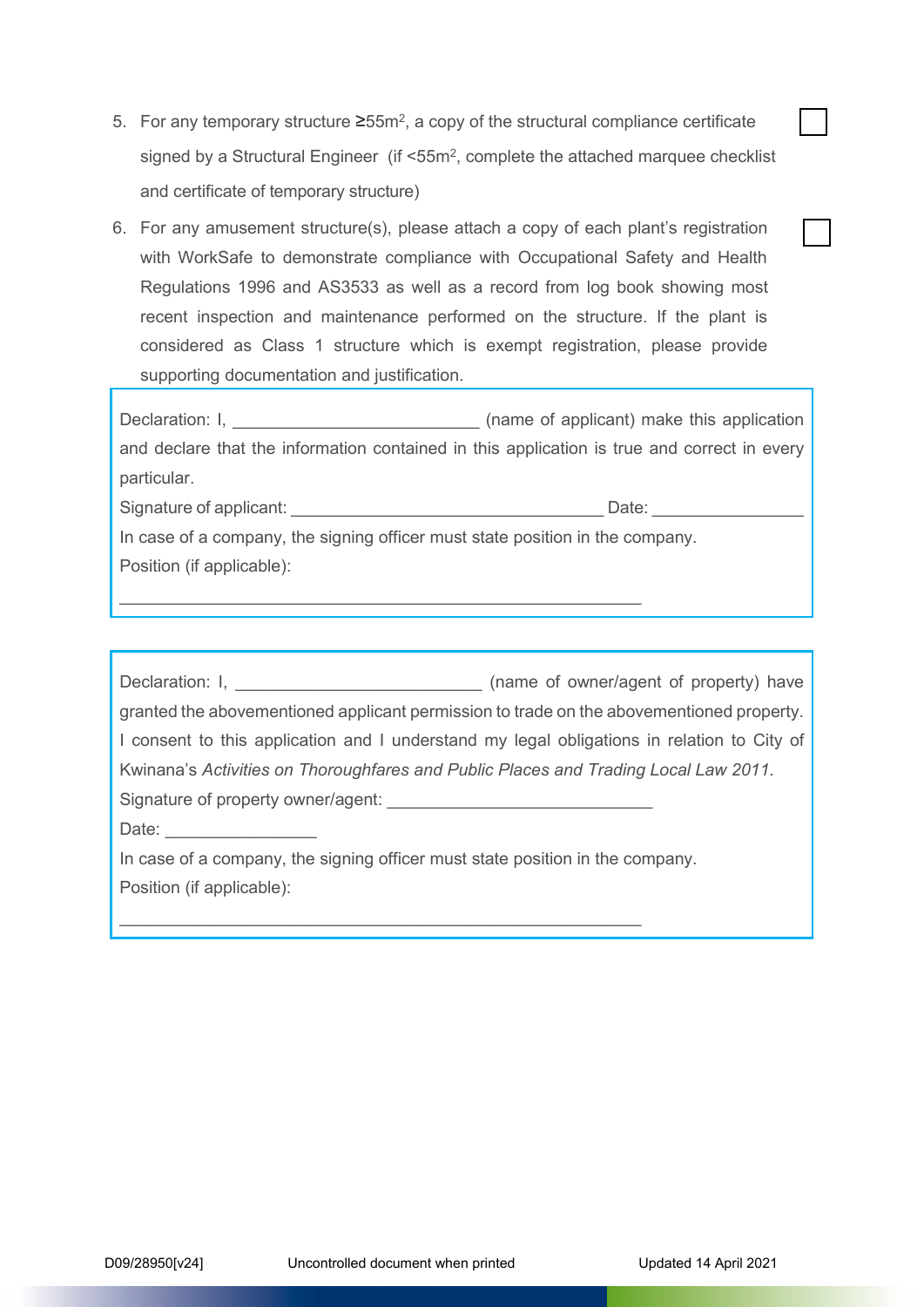5. For any temporary structure $\geq 55m^2$, a copy of the structural compliance certificate signed by a Structural Engineer (if $<55m^2$, complete the attached marquee checklist and certificate of temporary structure) ☐

6. For any amusement structure(s), please attach a copy of each plant's registration with WorkSafe to demonstrate compliance with Occupational Safety and Health Regulations 1996 and AS3533 as well as a record from log book showing most recent inspection and maintenance performed on the structure. If the plant is considered as Class 1 structure which is exempt registration, please provide supporting documentation and justification. ☐

Declaration: I, __________________________ (name of applicant) make this application and declare that the information contained in this application is true and correct in every particular.

Signature of applicant: _________________________________ Date: ________________

In case of a company, the signing officer must state position in the company.

Position (if applicable):

_______________________________________________________

Declaration: I, __________________________ (name of owner/agent of property) have granted the abovementioned applicant permission to trade on the abovementioned property. I consent to this application and I understand my legal obligations in relation to City of Kwinana's *Activities on Thoroughfares and Public Places and Trading Local Law 2011*.

Signature of property owner/agent: ____________________________

Date: ________________

In case of a company, the signing officer must state position in the company.

Position (if applicable):

_______________________________________________________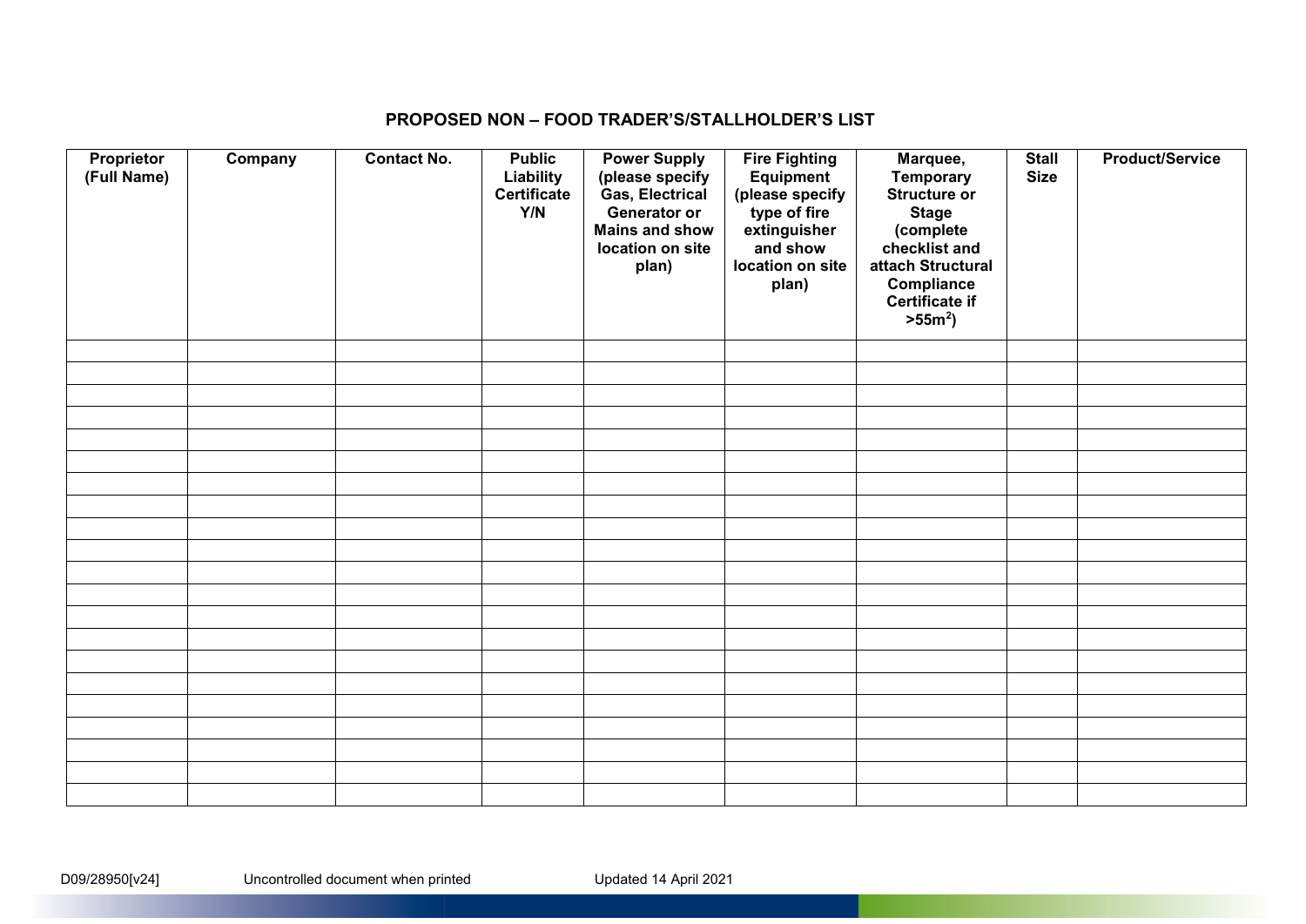## PROPOSED NON – FOOD TRADER'S/STALLHOLDER'S LIST

| Proprietor (Full Name) | Company | Contact No. | Public Liability Certificate Y/N | Power Supply (please specify Gas, Electrical Generator or Mains and show location on site plan) | Fire Fighting Equipment (please specify type of fire extinguisher and show location on site plan) | Marquee, Temporary Structure or Stage (complete checklist and attach Structural Compliance Certificate if >55m$^2$) | Stall Size | Product/Service |
|---|---|---|---|---|---|---|---|---|
| | | | | | | | | |
| | | | | | | | | |
| | | | | | | | | |
| | | | | | | | | |
| | | | | | | | | |
| | | | | | | | | |
| | | | | | | | | |
| | | | | | | | | |
| | | | | | | | | |
| | | | | | | | | |
| | | | | | | | | |
| | | | | | | | | |
| | | | | | | | | |
| | | | | | | | | |
| | | | | | | | | |
| | | | | | | | | |
| | | | | | | | | |
| | | | | | | | | |
| | | | | | | | | |
| | | | | | | | | |
| | | | | | | | | |

D09/28950[v24] Uncontrolled document when printed Updated 14 April 2021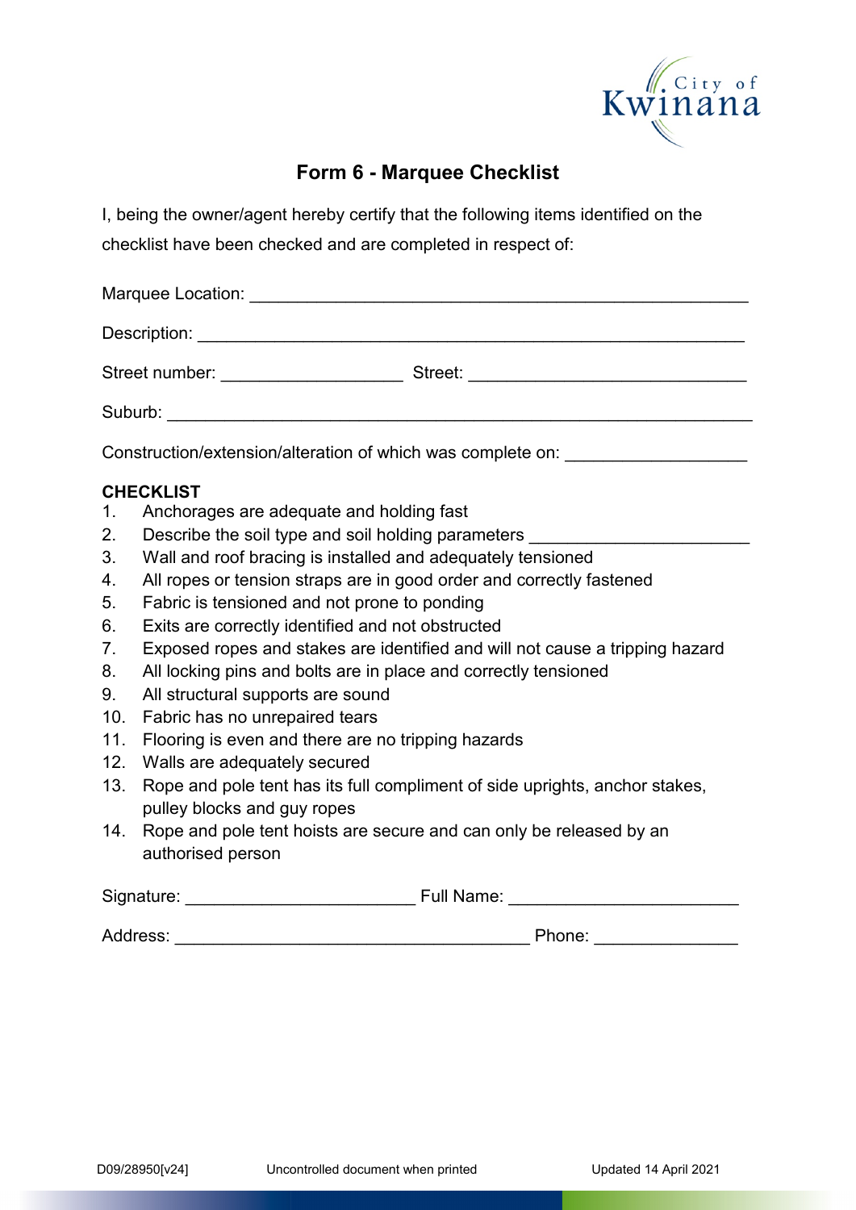City of Kwinana

# Form 6 - Marquee Checklist

I, being the owner/agent hereby certify that the following items identified on the checklist have been checked and are completed in respect of:

Marquee Location: ______________________________________________________

Description: __________________________________________________________

Street number: ___________________ Street: _____________________________

Suburb: _______________________________________________________________

Construction/extension/alteration of which was complete on: __________________

**CHECKLIST**

1. Anchorages are adequate and holding fast
2. Describe the soil type and soil holding parameters _______________________
3. Wall and roof bracing is installed and adequately tensioned
4. All ropes or tension straps are in good order and correctly fastened
5. Fabric is tensioned and not prone to ponding
6. Exits are correctly identified and not obstructed
7. Exposed ropes and stakes are identified and will not cause a tripping hazard
8. All locking pins and bolts are in place and correctly tensioned
9. All structural supports are sound
10. Fabric has no unrepaired tears
11. Flooring is even and there are no tripping hazards
12. Walls are adequately secured
13. Rope and pole tent has its full compliment of side uprights, anchor stakes, pulley blocks and guy ropes
14. Rope and pole tent hoists are secure and can only be released by an authorised person

Signature: ________________________ Full Name: ________________________

Address: _____________________________________ Phone: _______________

D09/28950[v24] Uncontrolled document when printed Updated 14 April 2021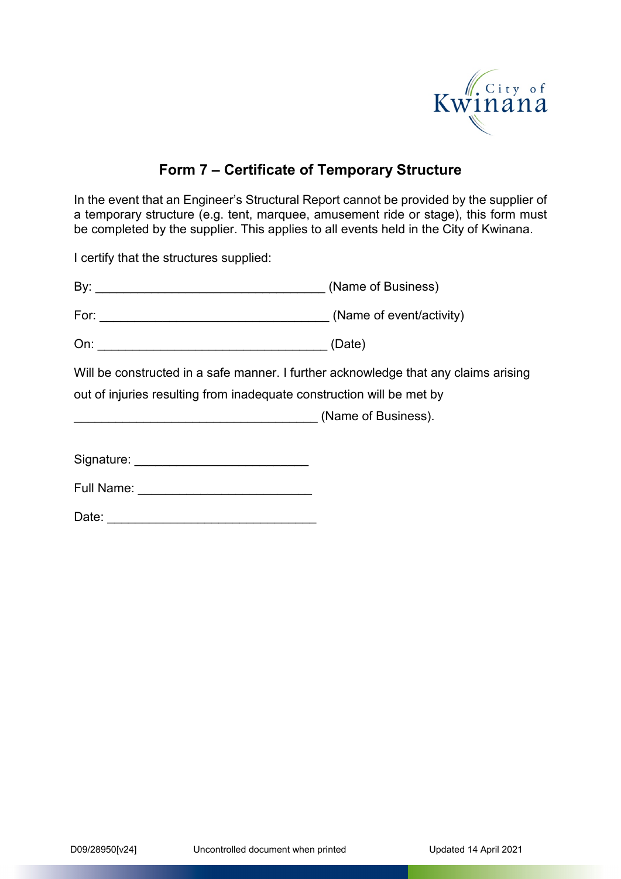## Form 7 – Certificate of Temporary Structure

In the event that an Engineer's Structural Report cannot be provided by the supplier of a temporary structure (e.g. tent, marquee, amusement ride or stage), this form must be completed by the supplier. This applies to all events held in the City of Kwinana.

I certify that the structures supplied:

By: ________________________________ (Name of Business)

For: ________________________________ (Name of event/activity)

On: ________________________________ (Date)

Will be constructed in a safe manner. I further acknowledge that any claims arising out of injuries resulting from inadequate construction will be met by

__________________________________ (Name of Business).

Signature: ________________________

Full Name: ________________________

Date: _____________________________

D09/28950[v24] Uncontrolled document when printed Updated 14 April 2021